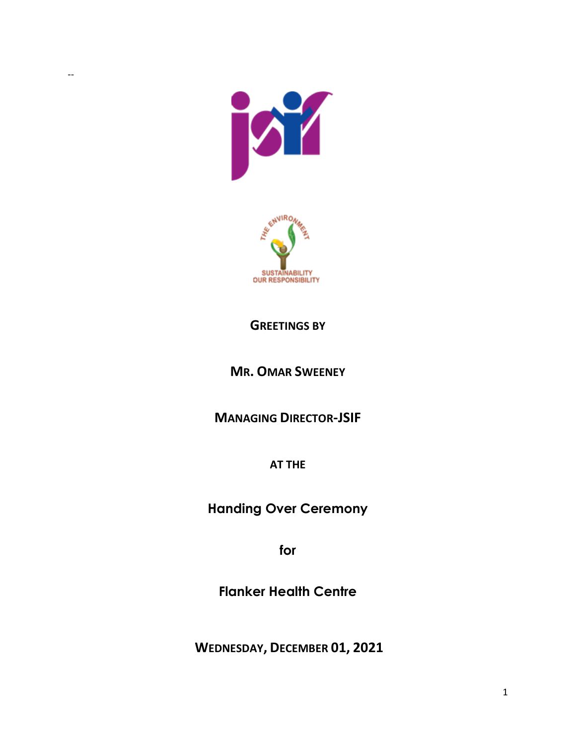--

**Greetings by**

**Mr. Omar Sweeney**

**Managing Director-JSIF**

**AT THE**

**Handing Over Ceremony**

**for**

**Flanker Health Centre**

**Wednesday, December 01, 2021**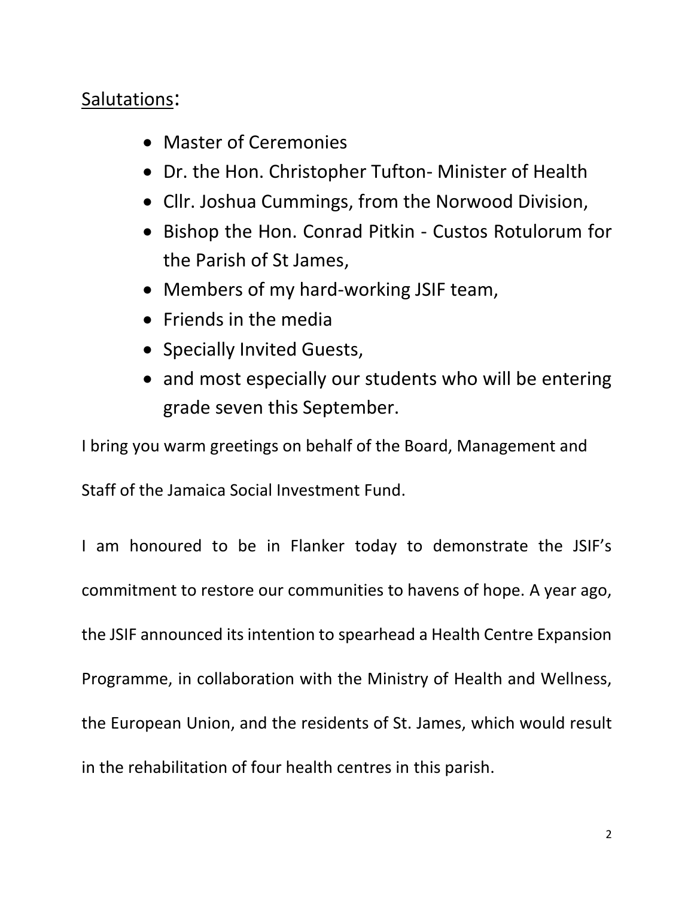Salutations:

- Master of Ceremonies
- Dr. the Hon. Christopher Tufton- Minister of Health
- Cllr. Joshua Cummings, from the Norwood Division,
- Bishop the Hon. Conrad Pitkin - Custos Rotulorum for the Parish of St James,
- Members of my hard-working JSIF team,
- Friends in the media
- Specially Invited Guests,
- and most especially our students who will be entering grade seven this September.

I bring you warm greetings on behalf of the Board, Management and Staff of the Jamaica Social Investment Fund.

I am honoured to be in Flanker today to demonstrate the JSIF's commitment to restore our communities to havens of hope. A year ago, the JSIF announced its intention to spearhead a Health Centre Expansion Programme, in collaboration with the Ministry of Health and Wellness, the European Union, and the residents of St. James, which would result in the rehabilitation of four health centres in this parish.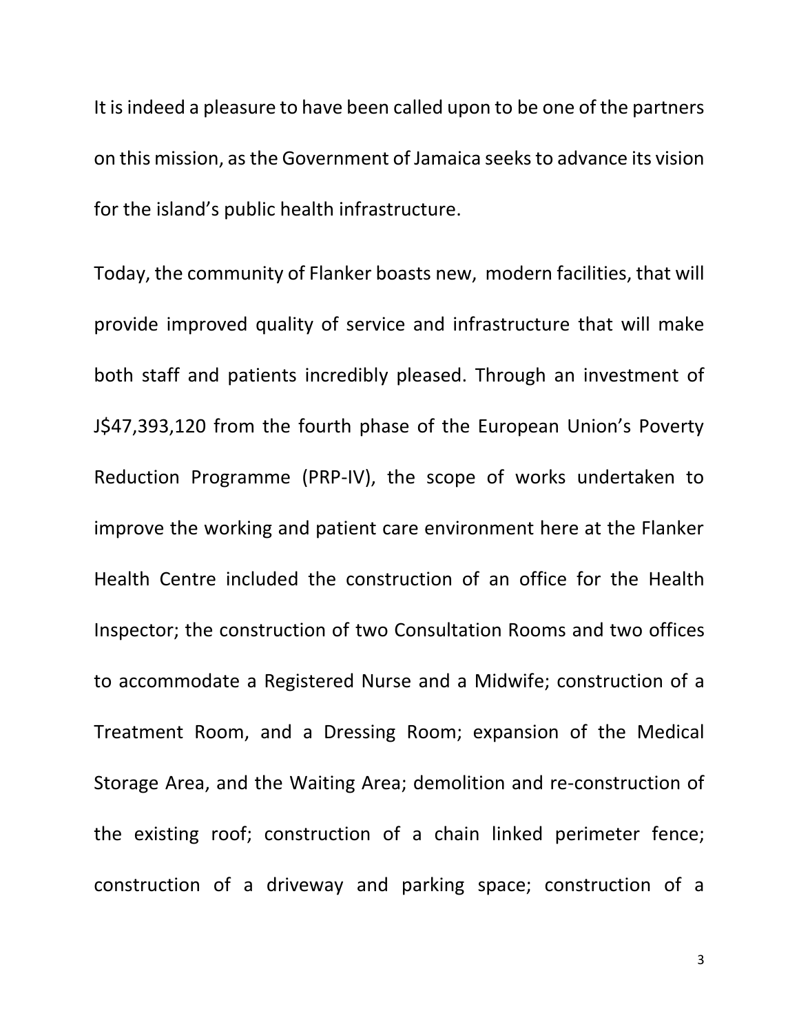It is indeed a pleasure to have been called upon to be one of the partners on this mission, as the Government of Jamaica seeks to advance its vision for the island's public health infrastructure.

Today, the community of Flanker boasts new, modern facilities, that will provide improved quality of service and infrastructure that will make both staff and patients incredibly pleased. Through an investment of J$47,393,120 from the fourth phase of the European Union's Poverty Reduction Programme (PRP-IV), the scope of works undertaken to improve the working and patient care environment here at the Flanker Health Centre included the construction of an office for the Health Inspector; the construction of two Consultation Rooms and two offices to accommodate a Registered Nurse and a Midwife; construction of a Treatment Room, and a Dressing Room; expansion of the Medical Storage Area, and the Waiting Area; demolition and re-construction of the existing roof; construction of a chain linked perimeter fence; construction of a driveway and parking space; construction of a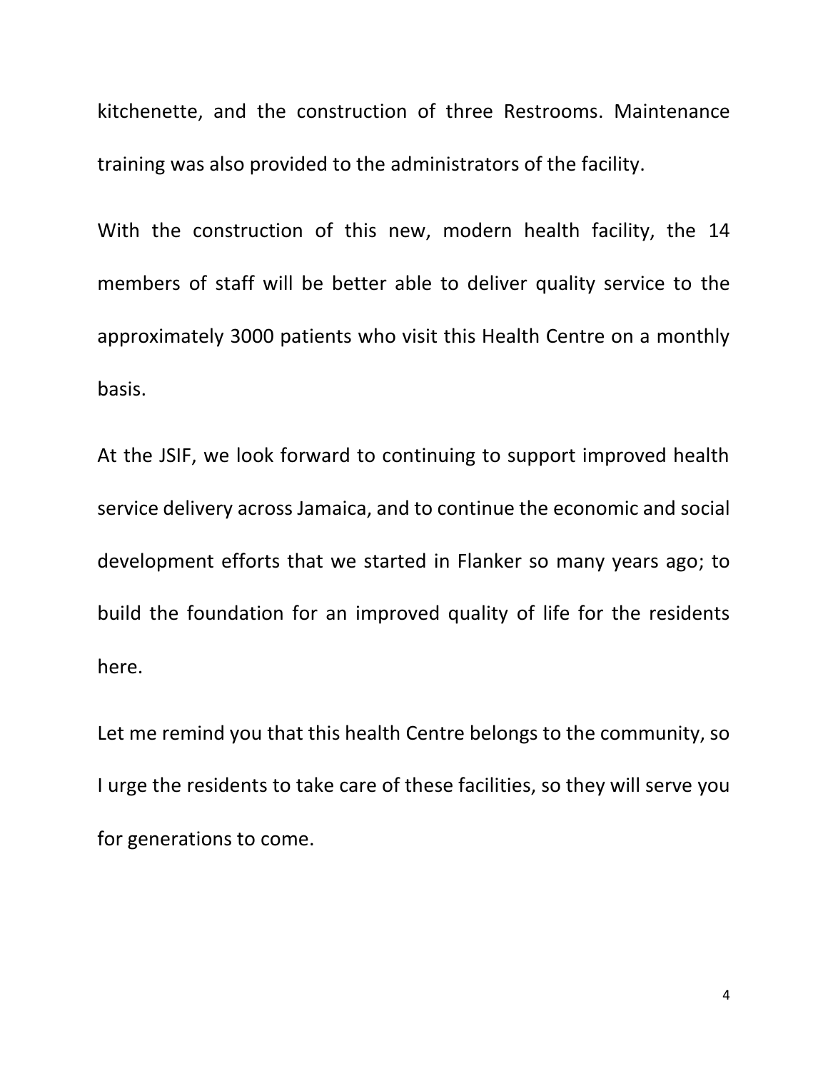kitchenette, and the construction of three Restrooms. Maintenance training was also provided to the administrators of the facility.

With the construction of this new, modern health facility, the 14 members of staff will be better able to deliver quality service to the approximately 3000 patients who visit this Health Centre on a monthly basis.

At the JSIF, we look forward to continuing to support improved health service delivery across Jamaica, and to continue the economic and social development efforts that we started in Flanker so many years ago; to build the foundation for an improved quality of life for the residents here.

Let me remind you that this health Centre belongs to the community, so I urge the residents to take care of these facilities, so they will serve you for generations to come.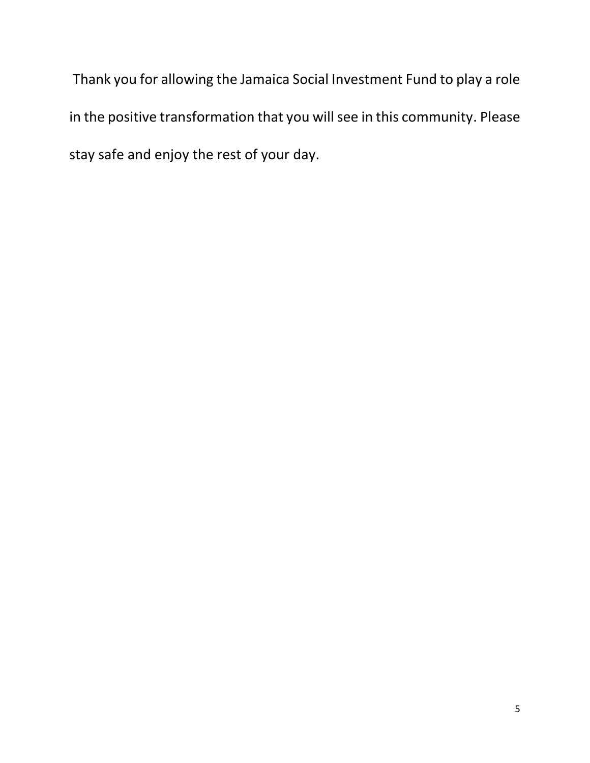Thank you for allowing the Jamaica Social Investment Fund to play a role in the positive transformation that you will see in this community. Please stay safe and enjoy the rest of your day.